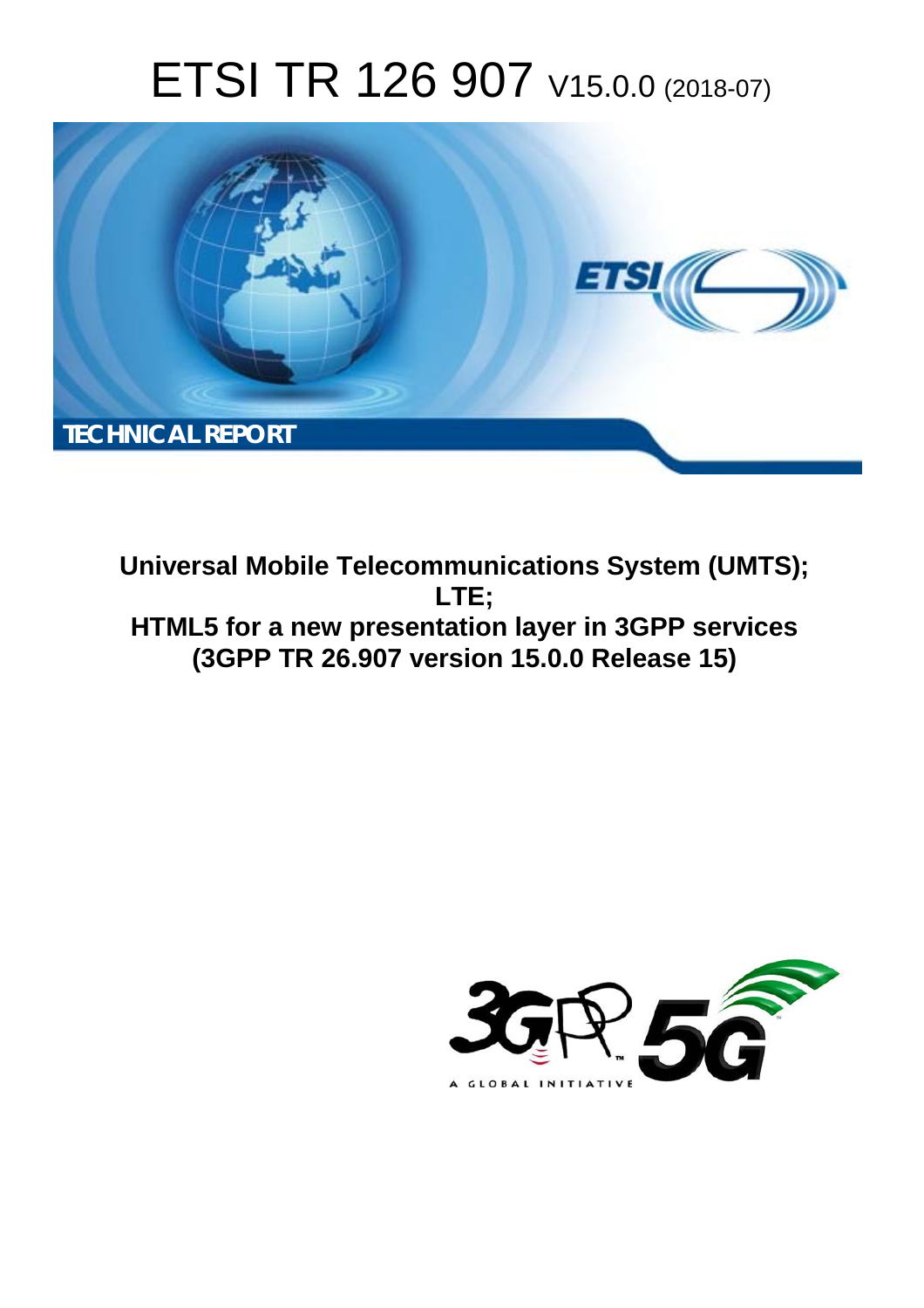# ETSI TR 126 907 V15.0.0 (2018-07)

TECHNICAL REPORT

**Universal Mobile Telecommunications System (UMTS);**
**LTE;**
**HTML5 for a new presentation layer in 3GPP services**
**(3GPP TR 26.907 version 15.0.0 Release 15)**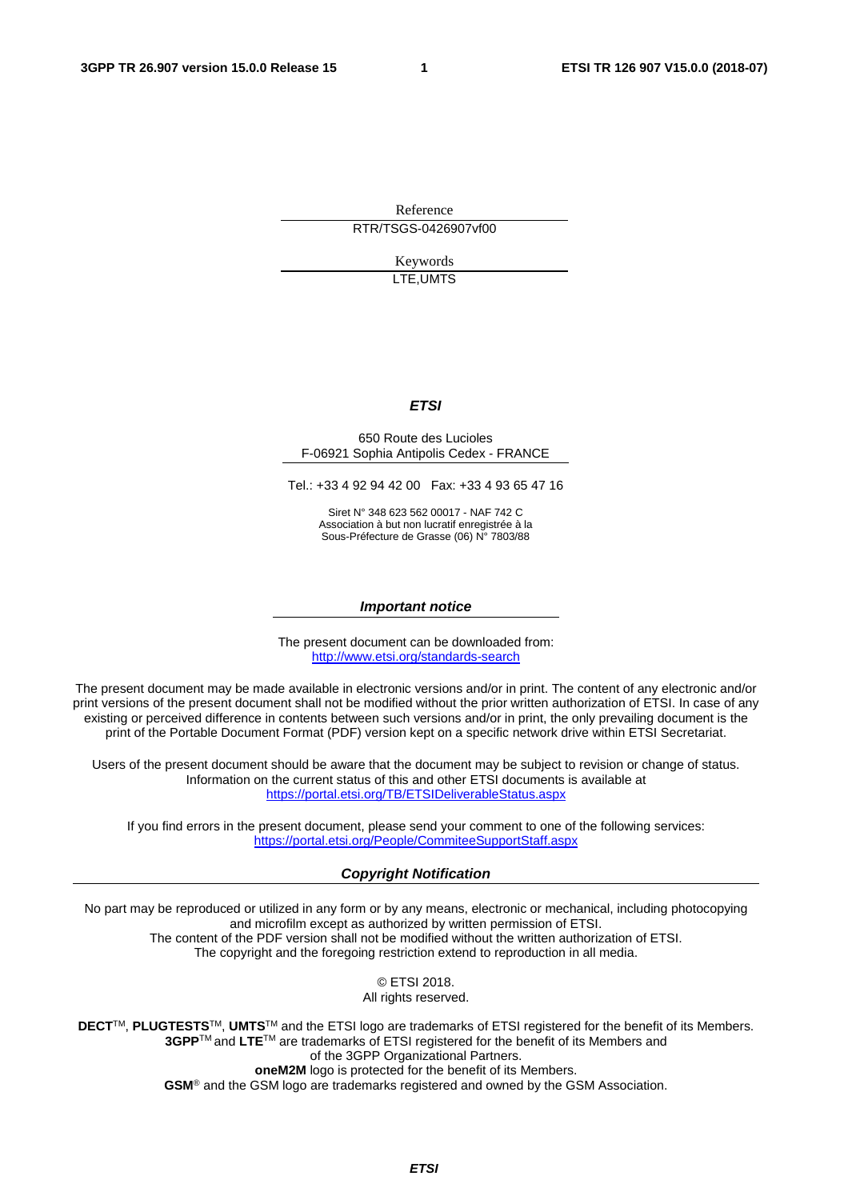Reference

RTR/TSGS-0426907vf00

Keywords

LTE,UMTS

***ETSI***

650 Route des Lucioles
F-06921 Sophia Antipolis Cedex - FRANCE

Tel.: +33 4 92 94 42 00 Fax: +33 4 93 65 47 16

Siret N° 348 623 562 00017 - NAF 742 C
Association à but non lucratif enregistrée à la
Sous-Préfecture de Grasse (06) N° 7803/88

***Important notice***

The present document can be downloaded from:
http://www.etsi.org/standards-search

The present document may be made available in electronic versions and/or in print. The content of any electronic and/or print versions of the present document shall not be modified without the prior written authorization of ETSI. In case of any existing or perceived difference in contents between such versions and/or in print, the only prevailing document is the print of the Portable Document Format (PDF) version kept on a specific network drive within ETSI Secretariat.

Users of the present document should be aware that the document may be subject to revision or change of status. Information on the current status of this and other ETSI documents is available at
https://portal.etsi.org/TB/ETSIDeliverableStatus.aspx

If you find errors in the present document, please send your comment to one of the following services:
https://portal.etsi.org/People/CommiteeSupportStaff.aspx

***Copyright Notification***

No part may be reproduced or utilized in any form or by any means, electronic or mechanical, including photocopying and microfilm except as authorized by written permission of ETSI.
The content of the PDF version shall not be modified without the written authorization of ETSI.
The copyright and the foregoing restriction extend to reproduction in all media.

© ETSI 2018.
All rights reserved.

**DECT**™, **PLUGTESTS**™, **UMTS**™ and the ETSI logo are trademarks of ETSI registered for the benefit of its Members.
**3GPP**™ and **LTE**™ are trademarks of ETSI registered for the benefit of its Members and
of the 3GPP Organizational Partners.
**oneM2M** logo is protected for the benefit of its Members.
**GSM**® and the GSM logo are trademarks registered and owned by the GSM Association.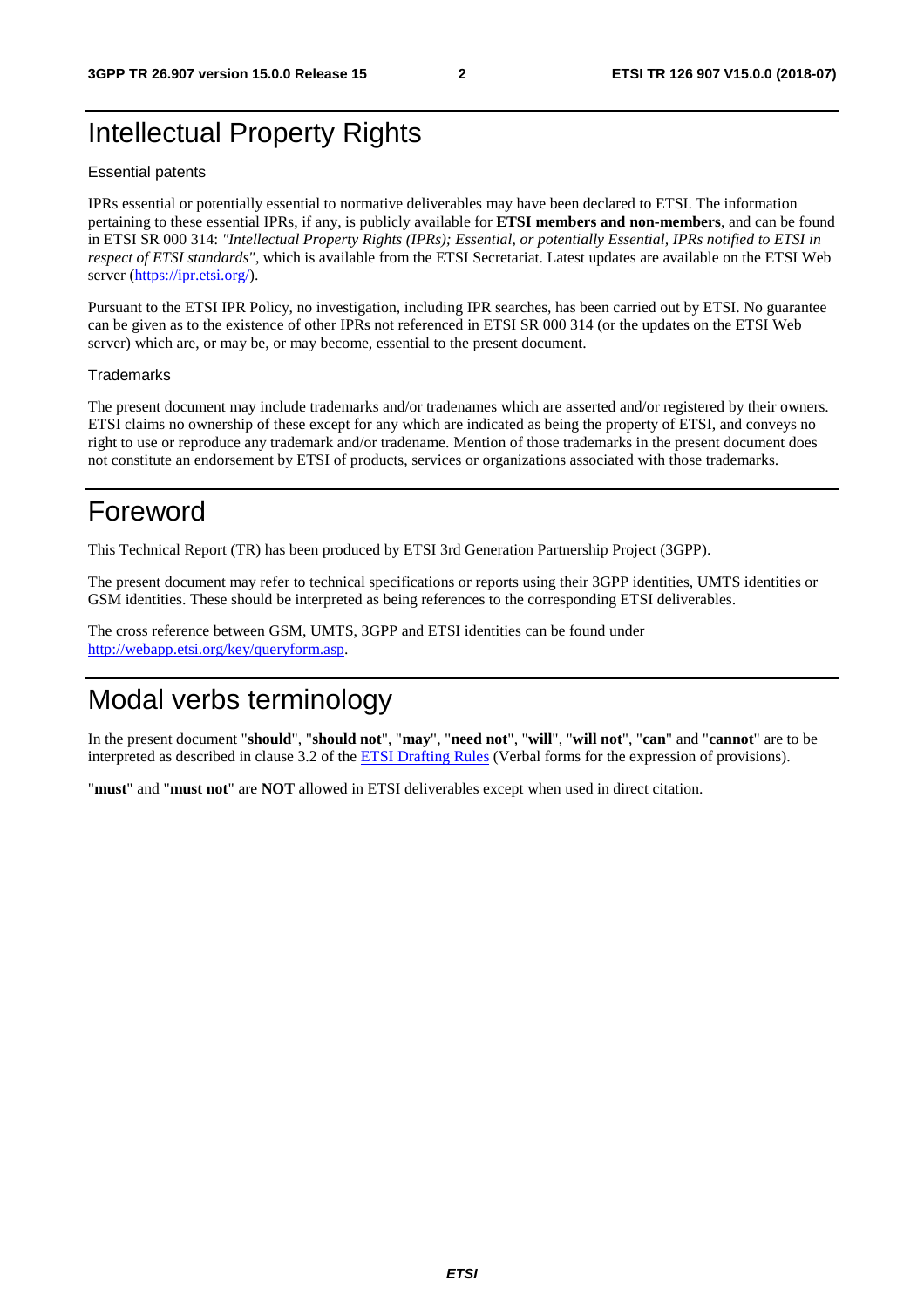# Intellectual Property Rights

Essential patents

IPRs essential or potentially essential to normative deliverables may have been declared to ETSI. The information pertaining to these essential IPRs, if any, is publicly available for **ETSI members and non-members**, and can be found in ETSI SR 000 314: *"Intellectual Property Rights (IPRs); Essential, or potentially Essential, IPRs notified to ETSI in respect of ETSI standards"*, which is available from the ETSI Secretariat. Latest updates are available on the ETSI Web server (https://ipr.etsi.org/).

Pursuant to the ETSI IPR Policy, no investigation, including IPR searches, has been carried out by ETSI. No guarantee can be given as to the existence of other IPRs not referenced in ETSI SR 000 314 (or the updates on the ETSI Web server) which are, or may be, or may become, essential to the present document.

Trademarks

The present document may include trademarks and/or tradenames which are asserted and/or registered by their owners. ETSI claims no ownership of these except for any which are indicated as being the property of ETSI, and conveys no right to use or reproduce any trademark and/or tradename. Mention of those trademarks in the present document does not constitute an endorsement by ETSI of products, services or organizations associated with those trademarks.

# Foreword

This Technical Report (TR) has been produced by ETSI 3rd Generation Partnership Project (3GPP).

The present document may refer to technical specifications or reports using their 3GPP identities, UMTS identities or GSM identities. These should be interpreted as being references to the corresponding ETSI deliverables.

The cross reference between GSM, UMTS, 3GPP and ETSI identities can be found under http://webapp.etsi.org/key/queryform.asp.

# Modal verbs terminology

In the present document "**should**", "**should not**", "**may**", "**need not**", "**will**", "**will not**", "**can**" and "**cannot**" are to be interpreted as described in clause 3.2 of the ETSI Drafting Rules (Verbal forms for the expression of provisions).

"**must**" and "**must not**" are **NOT** allowed in ETSI deliverables except when used in direct citation.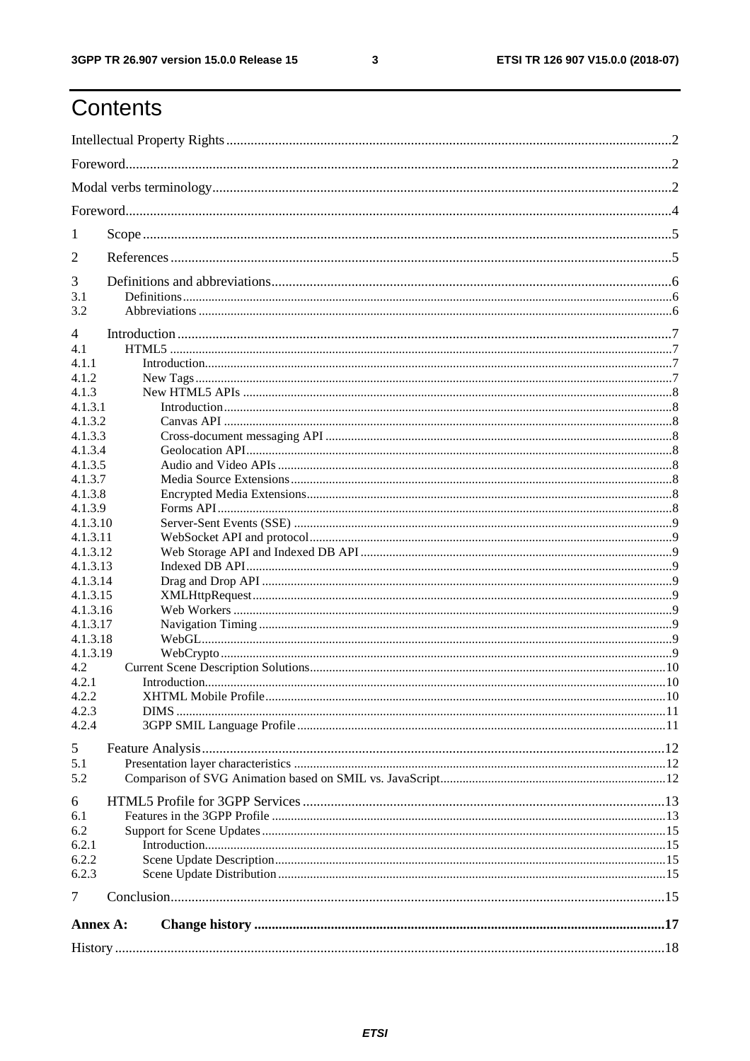# Contents

Intellectual Property Rights .....2
Foreword .....2
Modal verbs terminology .....2
Foreword .....4
1 Scope .....5
2 References .....5
3 Definitions and abbreviations .....6
3.1 Definitions .....6
3.2 Abbreviations .....6
4 Introduction .....7
4.1 HTML5 .....7
4.1.1 Introduction .....7
4.1.2 New Tags .....7
4.1.3 New HTML5 APIs .....8
4.1.3.1 Introduction .....8
4.1.3.2 Canvas API .....8
4.1.3.3 Cross-document messaging API .....8
4.1.3.4 Geolocation API .....8
4.1.3.5 Audio and Video APIs .....8
4.1.3.7 Media Source Extensions .....8
4.1.3.8 Encrypted Media Extensions .....8
4.1.3.9 Forms API .....8
4.1.3.10 Server-Sent Events (SSE) .....9
4.1.3.11 WebSocket API and protocol .....9
4.1.3.12 Web Storage API and Indexed DB API .....9
4.1.3.13 Indexed DB API .....9
4.1.3.14 Drag and Drop API .....9
4.1.3.15 XMLHttpRequest .....9
4.1.3.16 Web Workers .....9
4.1.3.17 Navigation Timing .....9
4.1.3.18 WebGL .....9
4.1.3.19 WebCrypto .....9
4.2 Current Scene Description Solutions .....10
4.2.1 Introduction .....10
4.2.2 XHTML Mobile Profile .....10
4.2.3 DIMS .....11
4.2.4 3GPP SMIL Language Profile .....11
5 Feature Analysis .....12
5.1 Presentation layer characteristics .....12
5.2 Comparison of SVG Animation based on SMIL vs. JavaScript .....12
6 HTML5 Profile for 3GPP Services .....13
6.1 Features in the 3GPP Profile .....13
6.2 Support for Scene Updates .....15
6.2.1 Introduction .....15
6.2.2 Scene Update Description .....15
6.2.3 Scene Update Distribution .....15
7 Conclusion .....15
**Annex A: Change history** .....17
History .....18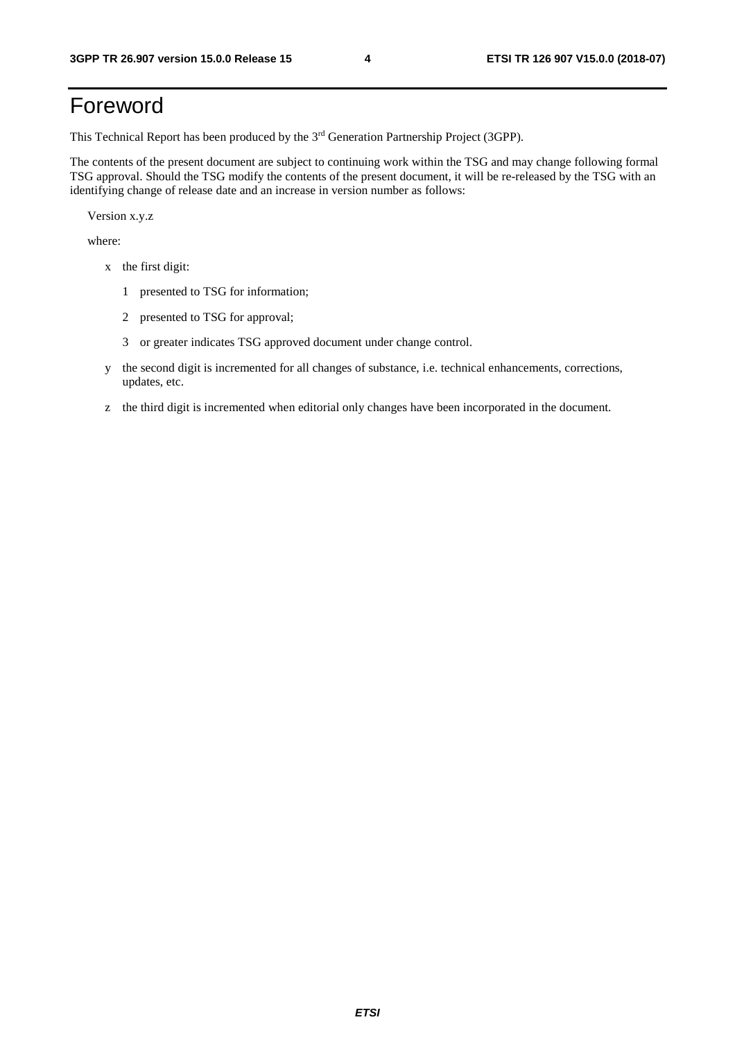# Foreword

This Technical Report has been produced by the 3rd Generation Partnership Project (3GPP).

The contents of the present document are subject to continuing work within the TSG and may change following formal TSG approval. Should the TSG modify the contents of the present document, it will be re-released by the TSG with an identifying change of release date and an increase in version number as follows:

Version x.y.z

where:

- x the first digit:
  - 1 presented to TSG for information;
  - 2 presented to TSG for approval;
  - 3 or greater indicates TSG approved document under change control.
- y the second digit is incremented for all changes of substance, i.e. technical enhancements, corrections, updates, etc.
- z the third digit is incremented when editorial only changes have been incorporated in the document.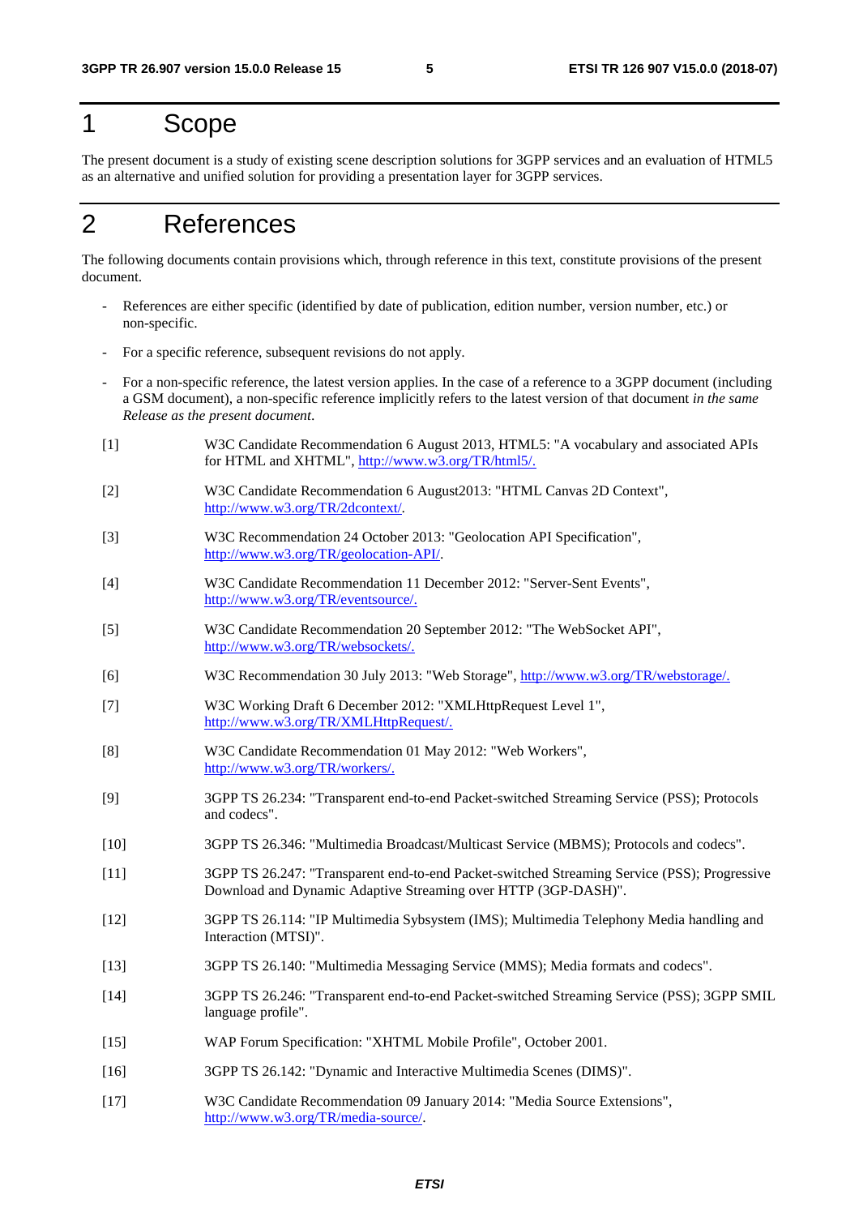# 1 Scope

The present document is a study of existing scene description solutions for 3GPP services and an evaluation of HTML5 as an alternative and unified solution for providing a presentation layer for 3GPP services.

# 2 References

The following documents contain provisions which, through reference in this text, constitute provisions of the present document.

- References are either specific (identified by date of publication, edition number, version number, etc.) or non-specific.
- For a specific reference, subsequent revisions do not apply.
- For a non-specific reference, the latest version applies. In the case of a reference to a 3GPP document (including a GSM document), a non-specific reference implicitly refers to the latest version of that document *in the same Release as the present document*.

[1] W3C Candidate Recommendation 6 August 2013, HTML5: "A vocabulary and associated APIs for HTML and XHTML", http://www.w3.org/TR/html5/.

[2] W3C Candidate Recommendation 6 August2013: "HTML Canvas 2D Context", http://www.w3.org/TR/2dcontext/.

[3] W3C Recommendation 24 October 2013: "Geolocation API Specification", http://www.w3.org/TR/geolocation-API/.

[4] W3C Candidate Recommendation 11 December 2012: "Server-Sent Events", http://www.w3.org/TR/eventsource/.

[5] W3C Candidate Recommendation 20 September 2012: "The WebSocket API", http://www.w3.org/TR/websockets/.

[6] W3C Recommendation 30 July 2013: "Web Storage", http://www.w3.org/TR/webstorage/.

[7] W3C Working Draft 6 December 2012: "XMLHttpRequest Level 1", http://www.w3.org/TR/XMLHttpRequest/.

[8] W3C Candidate Recommendation 01 May 2012: "Web Workers", http://www.w3.org/TR/workers/.

[9] 3GPP TS 26.234: "Transparent end-to-end Packet-switched Streaming Service (PSS); Protocols and codecs".

[10] 3GPP TS 26.346: "Multimedia Broadcast/Multicast Service (MBMS); Protocols and codecs".

[11] 3GPP TS 26.247: "Transparent end-to-end Packet-switched Streaming Service (PSS); Progressive Download and Dynamic Adaptive Streaming over HTTP (3GP-DASH)".

[12] 3GPP TS 26.114: "IP Multimedia Sybsystem (IMS); Multimedia Telephony Media handling and Interaction (MTSI)".

[13] 3GPP TS 26.140: "Multimedia Messaging Service (MMS); Media formats and codecs".

[14] 3GPP TS 26.246: "Transparent end-to-end Packet-switched Streaming Service (PSS); 3GPP SMIL language profile".

[15] WAP Forum Specification: "XHTML Mobile Profile", October 2001.

[16] 3GPP TS 26.142: "Dynamic and Interactive Multimedia Scenes (DIMS)".

[17] W3C Candidate Recommendation 09 January 2014: "Media Source Extensions", http://www.w3.org/TR/media-source/.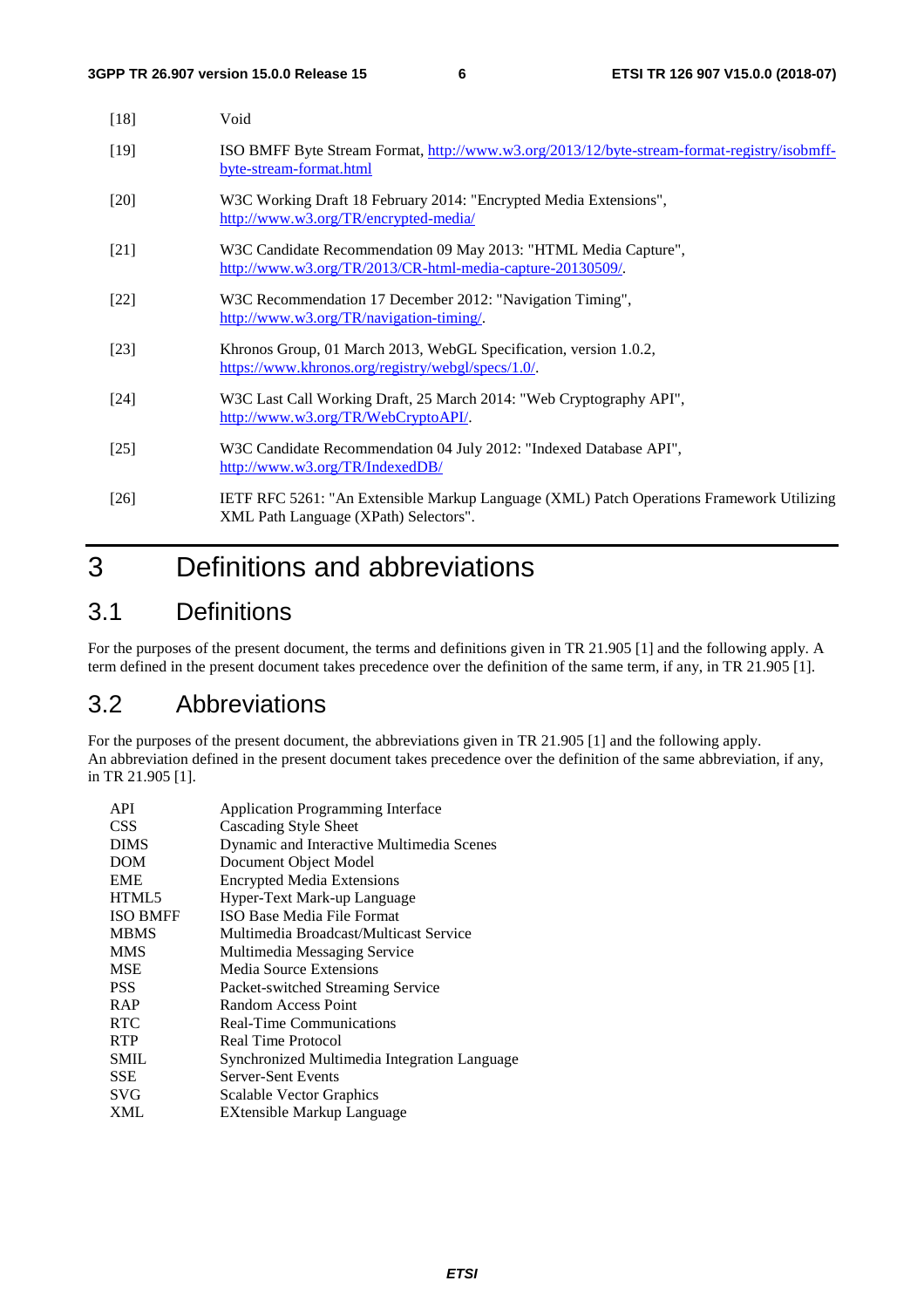[18] Void

[19] ISO BMFF Byte Stream Format, http://www.w3.org/2013/12/byte-stream-format-registry/isobmff-byte-stream-format.html

[20] W3C Working Draft 18 February 2014: "Encrypted Media Extensions", http://www.w3.org/TR/encrypted-media/

[21] W3C Candidate Recommendation 09 May 2013: "HTML Media Capture", http://www.w3.org/TR/2013/CR-html-media-capture-20130509/.

[22] W3C Recommendation 17 December 2012: "Navigation Timing", http://www.w3.org/TR/navigation-timing/.

[23] Khronos Group, 01 March 2013, WebGL Specification, version 1.0.2, https://www.khronos.org/registry/webgl/specs/1.0/.

[24] W3C Last Call Working Draft, 25 March 2014: "Web Cryptography API", http://www.w3.org/TR/WebCryptoAPI/.

[25] W3C Candidate Recommendation 04 July 2012: "Indexed Database API", http://www.w3.org/TR/IndexedDB/

[26] IETF RFC 5261: "An Extensible Markup Language (XML) Patch Operations Framework Utilizing XML Path Language (XPath) Selectors".

# 3 Definitions and abbreviations

## 3.1 Definitions

For the purposes of the present document, the terms and definitions given in TR 21.905 [1] and the following apply. A term defined in the present document takes precedence over the definition of the same term, if any, in TR 21.905 [1].

## 3.2 Abbreviations

For the purposes of the present document, the abbreviations given in TR 21.905 [1] and the following apply. An abbreviation defined in the present document takes precedence over the definition of the same abbreviation, if any, in TR 21.905 [1].

| | |
|---|---|
| API | Application Programming Interface |
| CSS | Cascading Style Sheet |
| DIMS | Dynamic and Interactive Multimedia Scenes |
| DOM | Document Object Model |
| EME | Encrypted Media Extensions |
| HTML5 | Hyper-Text Mark-up Language |
| ISO BMFF | ISO Base Media File Format |
| MBMS | Multimedia Broadcast/Multicast Service |
| MMS | Multimedia Messaging Service |
| MSE | Media Source Extensions |
| PSS | Packet-switched Streaming Service |
| RAP | Random Access Point |
| RTC | Real-Time Communications |
| RTP | Real Time Protocol |
| SMIL | Synchronized Multimedia Integration Language |
| SSE | Server-Sent Events |
| SVG | Scalable Vector Graphics |
| XML | EXtensible Markup Language |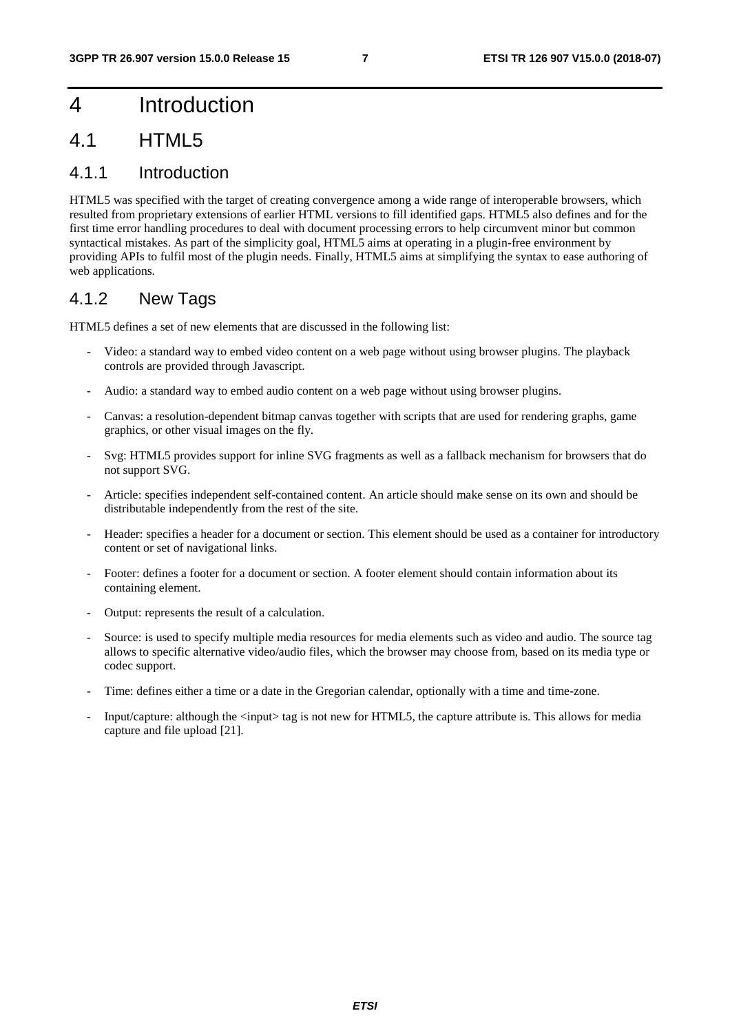# 4 Introduction

## 4.1 HTML5

### 4.1.1 Introduction

HTML5 was specified with the target of creating convergence among a wide range of interoperable browsers, which resulted from proprietary extensions of earlier HTML versions to fill identified gaps. HTML5 also defines and for the first time error handling procedures to deal with document processing errors to help circumvent minor but common syntactical mistakes. As part of the simplicity goal, HTML5 aims at operating in a plugin-free environment by providing APIs to fulfil most of the plugin needs. Finally, HTML5 aims at simplifying the syntax to ease authoring of web applications.

### 4.1.2 New Tags

HTML5 defines a set of new elements that are discussed in the following list:

- Video: a standard way to embed video content on a web page without using browser plugins. The playback controls are provided through Javascript.
- Audio: a standard way to embed audio content on a web page without using browser plugins.
- Canvas: a resolution-dependent bitmap canvas together with scripts that are used for rendering graphs, game graphics, or other visual images on the fly.
- Svg: HTML5 provides support for inline SVG fragments as well as a fallback mechanism for browsers that do not support SVG.
- Article: specifies independent self-contained content. An article should make sense on its own and should be distributable independently from the rest of the site.
- Header: specifies a header for a document or section. This element should be used as a container for introductory content or set of navigational links.
- Footer: defines a footer for a document or section. A footer element should contain information about its containing element.
- Output: represents the result of a calculation.
- Source: is used to specify multiple media resources for media elements such as video and audio. The source tag allows to specific alternative video/audio files, which the browser may choose from, based on its media type or codec support.
- Time: defines either a time or a date in the Gregorian calendar, optionally with a time and time-zone.
- Input/capture: although the <input> tag is not new for HTML5, the capture attribute is. This allows for media capture and file upload [21].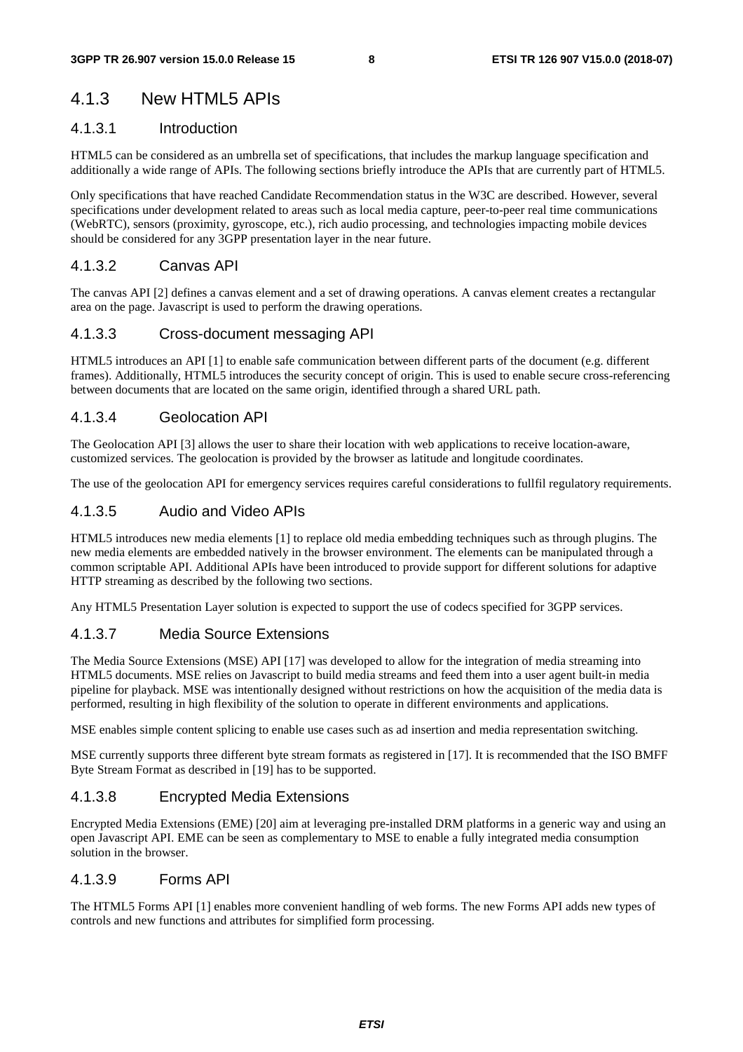## 4.1.3 New HTML5 APIs

### 4.1.3.1 Introduction

HTML5 can be considered as an umbrella set of specifications, that includes the markup language specification and additionally a wide range of APIs. The following sections briefly introduce the APIs that are currently part of HTML5.

Only specifications that have reached Candidate Recommendation status in the W3C are described. However, several specifications under development related to areas such as local media capture, peer-to-peer real time communications (WebRTC), sensors (proximity, gyroscope, etc.), rich audio processing, and technologies impacting mobile devices should be considered for any 3GPP presentation layer in the near future.

### 4.1.3.2 Canvas API

The canvas API [2] defines a canvas element and a set of drawing operations. A canvas element creates a rectangular area on the page. Javascript is used to perform the drawing operations.

### 4.1.3.3 Cross-document messaging API

HTML5 introduces an API [1] to enable safe communication between different parts of the document (e.g. different frames). Additionally, HTML5 introduces the security concept of origin. This is used to enable secure cross-referencing between documents that are located on the same origin, identified through a shared URL path.

### 4.1.3.4 Geolocation API

The Geolocation API [3] allows the user to share their location with web applications to receive location-aware, customized services. The geolocation is provided by the browser as latitude and longitude coordinates.

The use of the geolocation API for emergency services requires careful considerations to fullfil regulatory requirements.

### 4.1.3.5 Audio and Video APIs

HTML5 introduces new media elements [1] to replace old media embedding techniques such as through plugins. The new media elements are embedded natively in the browser environment. The elements can be manipulated through a common scriptable API. Additional APIs have been introduced to provide support for different solutions for adaptive HTTP streaming as described by the following two sections.

Any HTML5 Presentation Layer solution is expected to support the use of codecs specified for 3GPP services.

### 4.1.3.7 Media Source Extensions

The Media Source Extensions (MSE) API [17] was developed to allow for the integration of media streaming into HTML5 documents. MSE relies on Javascript to build media streams and feed them into a user agent built-in media pipeline for playback. MSE was intentionally designed without restrictions on how the acquisition of the media data is performed, resulting in high flexibility of the solution to operate in different environments and applications.

MSE enables simple content splicing to enable use cases such as ad insertion and media representation switching.

MSE currently supports three different byte stream formats as registered in [17]. It is recommended that the ISO BMFF Byte Stream Format as described in [19] has to be supported.

### 4.1.3.8 Encrypted Media Extensions

Encrypted Media Extensions (EME) [20] aim at leveraging pre-installed DRM platforms in a generic way and using an open Javascript API. EME can be seen as complementary to MSE to enable a fully integrated media consumption solution in the browser.

### 4.1.3.9 Forms API

The HTML5 Forms API [1] enables more convenient handling of web forms. The new Forms API adds new types of controls and new functions and attributes for simplified form processing.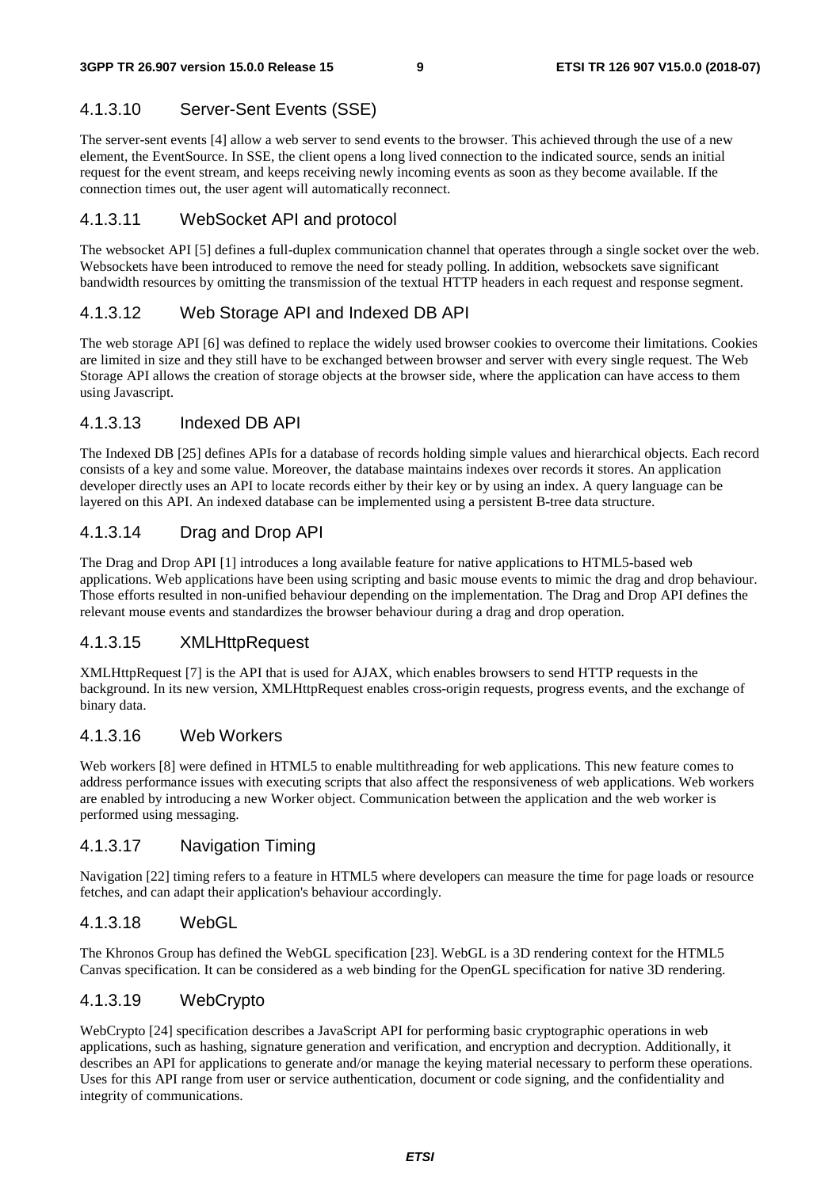#### 4.1.3.10 Server-Sent Events (SSE)

The server-sent events [4] allow a web server to send events to the browser. This achieved through the use of a new element, the EventSource. In SSE, the client opens a long lived connection to the indicated source, sends an initial request for the event stream, and keeps receiving newly incoming events as soon as they become available. If the connection times out, the user agent will automatically reconnect.

#### 4.1.3.11 WebSocket API and protocol

The websocket API [5] defines a full-duplex communication channel that operates through a single socket over the web. Websockets have been introduced to remove the need for steady polling. In addition, websockets save significant bandwidth resources by omitting the transmission of the textual HTTP headers in each request and response segment.

#### 4.1.3.12 Web Storage API and Indexed DB API

The web storage API [6] was defined to replace the widely used browser cookies to overcome their limitations. Cookies are limited in size and they still have to be exchanged between browser and server with every single request. The Web Storage API allows the creation of storage objects at the browser side, where the application can have access to them using Javascript.

#### 4.1.3.13 Indexed DB API

The Indexed DB [25] defines APIs for a database of records holding simple values and hierarchical objects. Each record consists of a key and some value. Moreover, the database maintains indexes over records it stores. An application developer directly uses an API to locate records either by their key or by using an index. A query language can be layered on this API. An indexed database can be implemented using a persistent B-tree data structure.

#### 4.1.3.14 Drag and Drop API

The Drag and Drop API [1] introduces a long available feature for native applications to HTML5-based web applications. Web applications have been using scripting and basic mouse events to mimic the drag and drop behaviour. Those efforts resulted in non-unified behaviour depending on the implementation. The Drag and Drop API defines the relevant mouse events and standardizes the browser behaviour during a drag and drop operation.

#### 4.1.3.15 XMLHttpRequest

XMLHttpRequest [7] is the API that is used for AJAX, which enables browsers to send HTTP requests in the background. In its new version, XMLHttpRequest enables cross-origin requests, progress events, and the exchange of binary data.

#### 4.1.3.16 Web Workers

Web workers [8] were defined in HTML5 to enable multithreading for web applications. This new feature comes to address performance issues with executing scripts that also affect the responsiveness of web applications. Web workers are enabled by introducing a new Worker object. Communication between the application and the web worker is performed using messaging.

#### 4.1.3.17 Navigation Timing

Navigation [22] timing refers to a feature in HTML5 where developers can measure the time for page loads or resource fetches, and can adapt their application's behaviour accordingly.

#### 4.1.3.18 WebGL

The Khronos Group has defined the WebGL specification [23]. WebGL is a 3D rendering context for the HTML5 Canvas specification. It can be considered as a web binding for the OpenGL specification for native 3D rendering.

#### 4.1.3.19 WebCrypto

WebCrypto [24] specification describes a JavaScript API for performing basic cryptographic operations in web applications, such as hashing, signature generation and verification, and encryption and decryption. Additionally, it describes an API for applications to generate and/or manage the keying material necessary to perform these operations. Uses for this API range from user or service authentication, document or code signing, and the confidentiality and integrity of communications.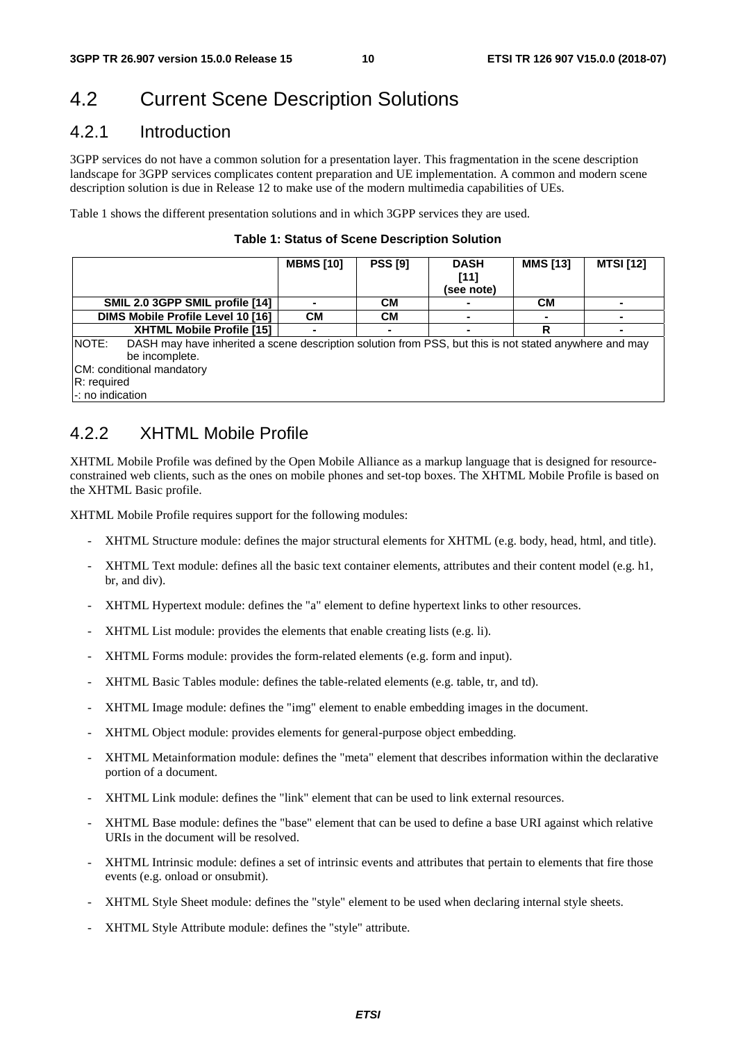# 4.2 Current Scene Description Solutions

## 4.2.1 Introduction

3GPP services do not have a common solution for a presentation layer. This fragmentation in the scene description landscape for 3GPP services complicates content preparation and UE implementation. A common and modern scene description solution is due in Release 12 to make use of the modern multimedia capabilities of UEs.

Table 1 shows the different presentation solutions and in which 3GPP services they are used.

**Table 1: Status of Scene Description Solution**

| | MBMS [10] | PSS [9] | DASH [11] (see note) | MMS [13] | MTSI [12] |
|---|---|---|---|---|---|
| SMIL 2.0 3GPP SMIL profile [14] | - | CM | - | CM | - |
| DIMS Mobile Profile Level 10 [16] | CM | CM | - | - | - |
| XHTML Mobile Profile [15] | - | - | - | R | - |
| NOTE: DASH may have inherited a scene description solution from PSS, but this is not stated anywhere and may be incomplete.<br>CM: conditional mandatory<br>R: required<br>-: no indication | | | | | |

## 4.2.2 XHTML Mobile Profile

XHTML Mobile Profile was defined by the Open Mobile Alliance as a markup language that is designed for resource-constrained web clients, such as the ones on mobile phones and set-top boxes. The XHTML Mobile Profile is based on the XHTML Basic profile.

XHTML Mobile Profile requires support for the following modules:

- XHTML Structure module: defines the major structural elements for XHTML (e.g. body, head, html, and title).
- XHTML Text module: defines all the basic text container elements, attributes and their content model (e.g. h1, br, and div).
- XHTML Hypertext module: defines the "a" element to define hypertext links to other resources.
- XHTML List module: provides the elements that enable creating lists (e.g. li).
- XHTML Forms module: provides the form-related elements (e.g. form and input).
- XHTML Basic Tables module: defines the table-related elements (e.g. table, tr, and td).
- XHTML Image module: defines the "img" element to enable embedding images in the document.
- XHTML Object module: provides elements for general-purpose object embedding.
- XHTML Metainformation module: defines the "meta" element that describes information within the declarative portion of a document.
- XHTML Link module: defines the "link" element that can be used to link external resources.
- XHTML Base module: defines the "base" element that can be used to define a base URI against which relative URIs in the document will be resolved.
- XHTML Intrinsic module: defines a set of intrinsic events and attributes that pertain to elements that fire those events (e.g. onload or onsubmit).
- XHTML Style Sheet module: defines the "style" element to be used when declaring internal style sheets.
- XHTML Style Attribute module: defines the "style" attribute.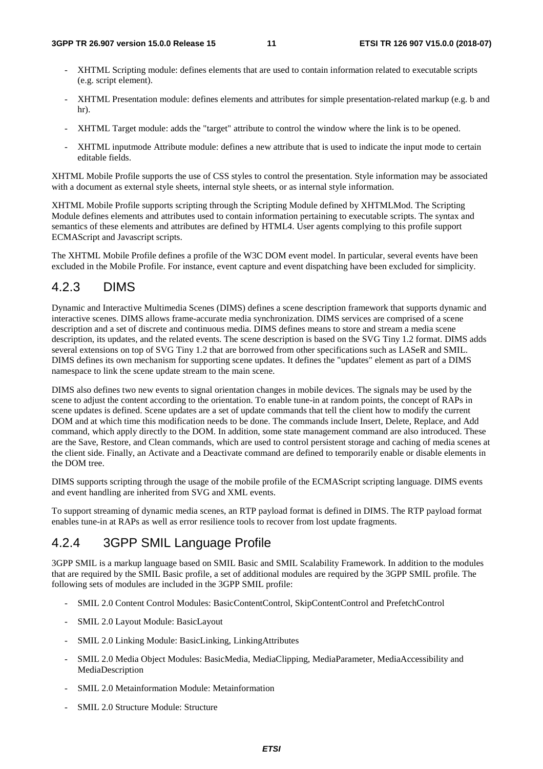- XHTML Scripting module: defines elements that are used to contain information related to executable scripts (e.g. script element).
- XHTML Presentation module: defines elements and attributes for simple presentation-related markup (e.g. b and hr).
- XHTML Target module: adds the "target" attribute to control the window where the link is to be opened.
- XHTML inputmode Attribute module: defines a new attribute that is used to indicate the input mode to certain editable fields.

XHTML Mobile Profile supports the use of CSS styles to control the presentation. Style information may be associated with a document as external style sheets, internal style sheets, or as internal style information.

XHTML Mobile Profile supports scripting through the Scripting Module defined by XHTMLMod. The Scripting Module defines elements and attributes used to contain information pertaining to executable scripts. The syntax and semantics of these elements and attributes are defined by HTML4. User agents complying to this profile support ECMAScript and Javascript scripts.

The XHTML Mobile Profile defines a profile of the W3C DOM event model. In particular, several events have been excluded in the Mobile Profile. For instance, event capture and event dispatching have been excluded for simplicity.

### 4.2.3 DIMS

Dynamic and Interactive Multimedia Scenes (DIMS) defines a scene description framework that supports dynamic and interactive scenes. DIMS allows frame-accurate media synchronization. DIMS services are comprised of a scene description and a set of discrete and continuous media. DIMS defines means to store and stream a media scene description, its updates, and the related events. The scene description is based on the SVG Tiny 1.2 format. DIMS adds several extensions on top of SVG Tiny 1.2 that are borrowed from other specifications such as LASeR and SMIL. DIMS defines its own mechanism for supporting scene updates. It defines the "updates" element as part of a DIMS namespace to link the scene update stream to the main scene.

DIMS also defines two new events to signal orientation changes in mobile devices. The signals may be used by the scene to adjust the content according to the orientation. To enable tune-in at random points, the concept of RAPs in scene updates is defined. Scene updates are a set of update commands that tell the client how to modify the current DOM and at which time this modification needs to be done. The commands include Insert, Delete, Replace, and Add command, which apply directly to the DOM. In addition, some state management command are also introduced. These are the Save, Restore, and Clean commands, which are used to control persistent storage and caching of media scenes at the client side. Finally, an Activate and a Deactivate command are defined to temporarily enable or disable elements in the DOM tree.

DIMS supports scripting through the usage of the mobile profile of the ECMAScript scripting language. DIMS events and event handling are inherited from SVG and XML events.

To support streaming of dynamic media scenes, an RTP payload format is defined in DIMS. The RTP payload format enables tune-in at RAPs as well as error resilience tools to recover from lost update fragments.

### 4.2.4 3GPP SMIL Language Profile

3GPP SMIL is a markup language based on SMIL Basic and SMIL Scalability Framework. In addition to the modules that are required by the SMIL Basic profile, a set of additional modules are required by the 3GPP SMIL profile. The following sets of modules are included in the 3GPP SMIL profile:

- SMIL 2.0 Content Control Modules: BasicContentControl, SkipContentControl and PrefetchControl
- SMIL 2.0 Layout Module: BasicLayout
- SMIL 2.0 Linking Module: BasicLinking, LinkingAttributes
- SMIL 2.0 Media Object Modules: BasicMedia, MediaClipping, MediaParameter, MediaAccessibility and MediaDescription
- SMIL 2.0 Metainformation Module: Metainformation
- SMIL 2.0 Structure Module: Structure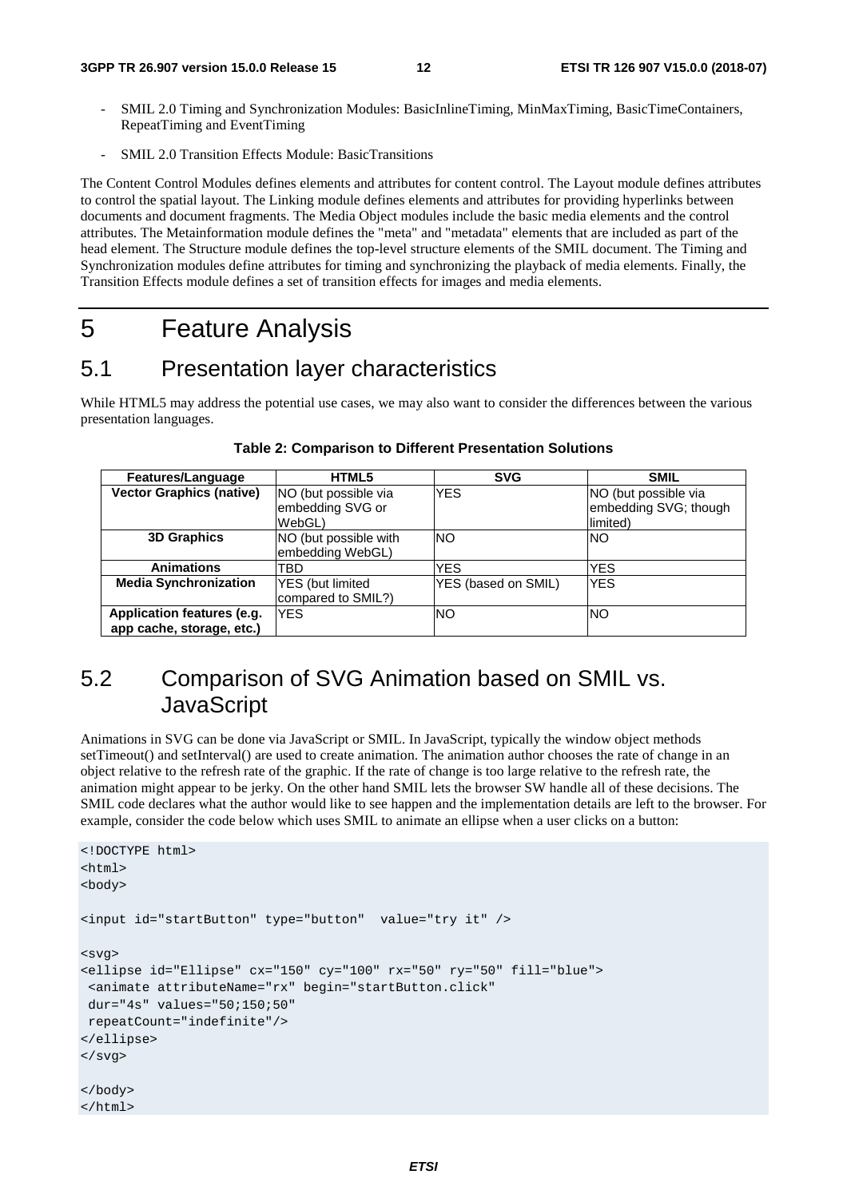- SMIL 2.0 Timing and Synchronization Modules: BasicInlineTiming, MinMaxTiming, BasicTimeContainers, RepeatTiming and EventTiming

- SMIL 2.0 Transition Effects Module: BasicTransitions

The Content Control Modules defines elements and attributes for content control. The Layout module defines attributes to control the spatial layout. The Linking module defines elements and attributes for providing hyperlinks between documents and document fragments. The Media Object modules include the basic media elements and the control attributes. The Metainformation module defines the "meta" and "metadata" elements that are included as part of the head element. The Structure module defines the top-level structure elements of the SMIL document. The Timing and Synchronization modules define attributes for timing and synchronizing the playback of media elements. Finally, the Transition Effects module defines a set of transition effects for images and media elements.

# 5 Feature Analysis

## 5.1 Presentation layer characteristics

While HTML5 may address the potential use cases, we may also want to consider the differences between the various presentation languages.

**Table 2: Comparison to Different Presentation Solutions**

| Features/Language | HTML5 | SVG | SMIL |
|---|---|---|---|
| **Vector Graphics (native)** | NO (but possible via embedding SVG or WebGL) | YES | NO (but possible via embedding SVG; though limited) |
| **3D Graphics** | NO (but possible with embedding WebGL) | NO | NO |
| **Animations** | TBD | YES | YES |
| **Media Synchronization** | YES (but limited compared to SMIL?) | YES (based on SMIL) | YES |
| **Application features (e.g. app cache, storage, etc.)** | YES | NO | NO |

## 5.2 Comparison of SVG Animation based on SMIL vs. JavaScript

Animations in SVG can be done via JavaScript or SMIL. In JavaScript, typically the window object methods setTimeout() and setInterval() are used to create animation. The animation author chooses the rate of change in an object relative to the refresh rate of the graphic. If the rate of change is too large relative to the refresh rate, the animation might appear to be jerky. On the other hand SMIL lets the browser SW handle all of these decisions. The SMIL code declares what the author would like to see happen and the implementation details are left to the browser. For example, consider the code below which uses SMIL to animate an ellipse when a user clicks on a button:

```
<!DOCTYPE html>
<html>
<body>

<input id="startButton" type="button"  value="try it" />

<svg>
<ellipse id="Ellipse" cx="150" cy="100" rx="50" ry="50" fill="blue">
 <animate attributeName="rx" begin="startButton.click"
 dur="4s" values="50;150;50"
 repeatCount="indefinite"/>
</ellipse>
</svg>

</body>
</html>
```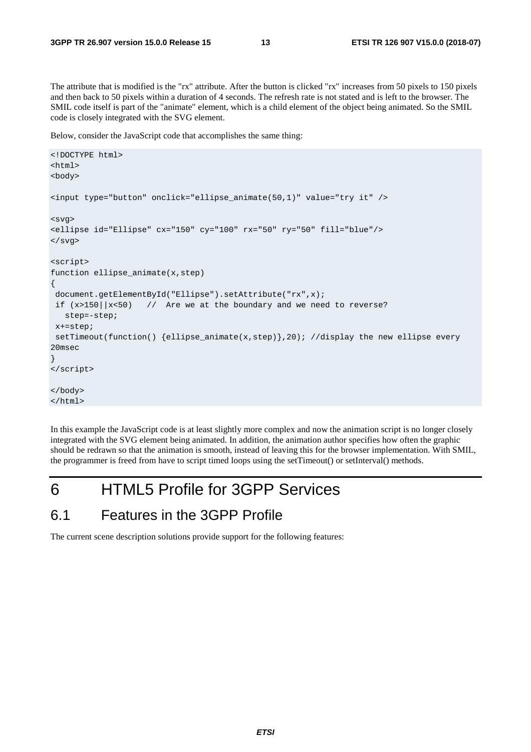The attribute that is modified is the "rx" attribute. After the button is clicked "rx" increases from 50 pixels to 150 pixels and then back to 50 pixels within a duration of 4 seconds. The refresh rate is not stated and is left to the browser. The SMIL code itself is part of the "animate" element, which is a child element of the object being animated. So the SMIL code is closely integrated with the SVG element.

Below, consider the JavaScript code that accomplishes the same thing:

```
<!DOCTYPE html>
<html>
<body>

<input type="button" onclick="ellipse_animate(50,1)" value="try it" />

<svg>
<ellipse id="Ellipse" cx="150" cy="100" rx="50" ry="50" fill="blue"/>
</svg>

<script>
function ellipse_animate(x,step)
{
 document.getElementById("Ellipse").setAttribute("rx",x);
 if (x>150||x<50)   //  Are we at the boundary and we need to reverse?
   step=-step;
 x+=step;
 setTimeout(function() {ellipse_animate(x,step)},20); //display the new ellipse every
20msec
}
</script>

</body>
</html>
```

In this example the JavaScript code is at least slightly more complex and now the animation script is no longer closely integrated with the SVG element being animated. In addition, the animation author specifies how often the graphic should be redrawn so that the animation is smooth, instead of leaving this for the browser implementation. With SMIL, the programmer is freed from have to script timed loops using the setTimeout() or setInterval() methods.

# 6 HTML5 Profile for 3GPP Services

## 6.1 Features in the 3GPP Profile

The current scene description solutions provide support for the following features: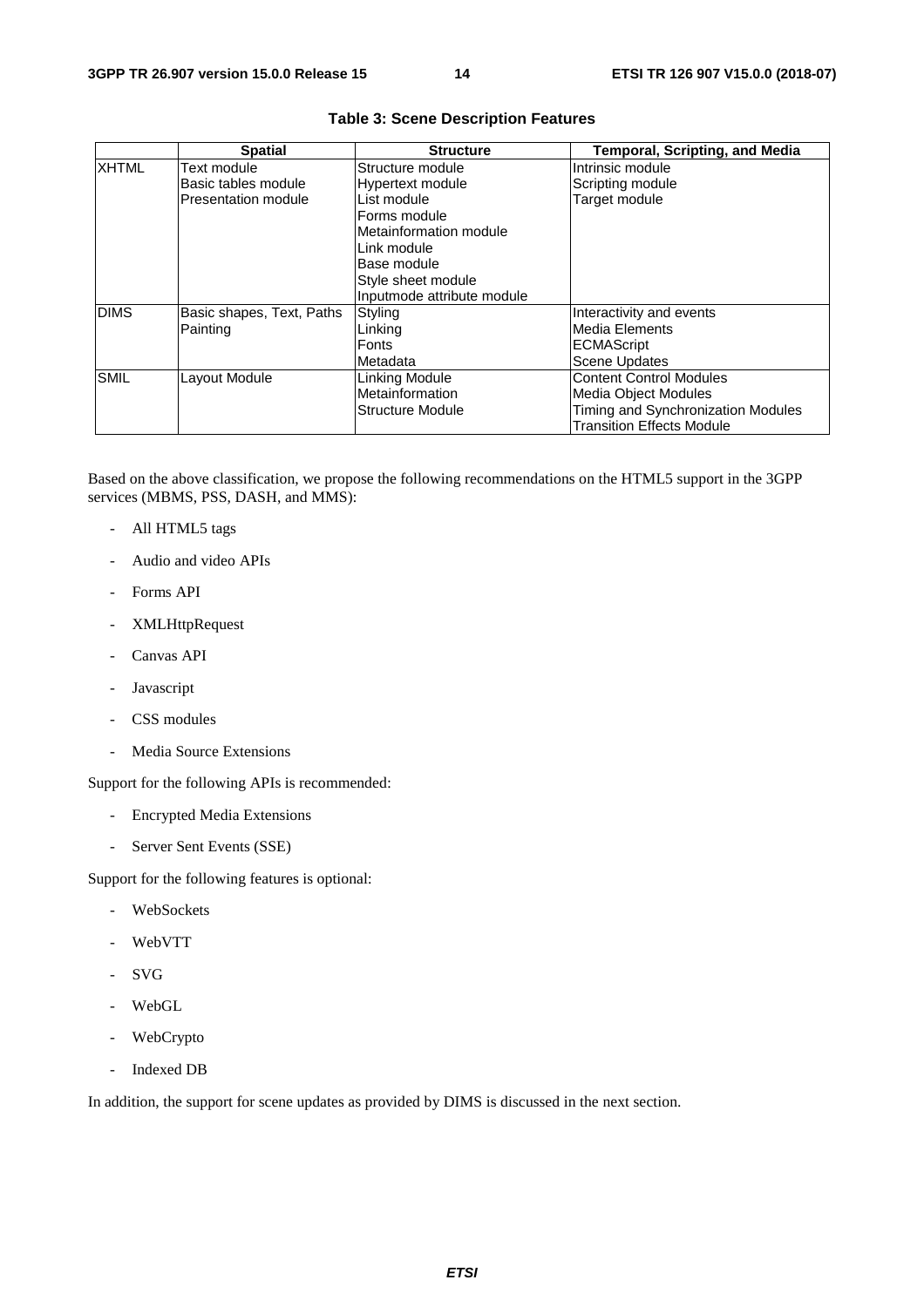**Table 3: Scene Description Features**

| | Spatial | Structure | Temporal, Scripting, and Media |
|---|---|---|---|
| XHTML | Text module<br>Basic tables module<br>Presentation module | Structure module<br>Hypertext module<br>List module<br>Forms module<br>Metainformation module<br>Link module<br>Base module<br>Style sheet module<br>Inputmode attribute module | Intrinsic module<br>Scripting module<br>Target module |
| DIMS | Basic shapes, Text, Paths<br>Painting | Styling<br>Linking<br>Fonts<br>Metadata | Interactivity and events<br>Media Elements<br>ECMAScript<br>Scene Updates |
| SMIL | Layout Module | Linking Module<br>Metainformation<br>Structure Module | Content Control Modules<br>Media Object Modules<br>Timing and Synchronization Modules<br>Transition Effects Module |

Based on the above classification, we propose the following recommendations on the HTML5 support in the 3GPP services (MBMS, PSS, DASH, and MMS):

- All HTML5 tags
- Audio and video APIs
- Forms API
- XMLHttpRequest
- Canvas API
- Javascript
- CSS modules
- Media Source Extensions

Support for the following APIs is recommended:

- Encrypted Media Extensions
- Server Sent Events (SSE)

Support for the following features is optional:

- WebSockets
- WebVTT
- SVG
- WebGL
- WebCrypto
- Indexed DB

In addition, the support for scene updates as provided by DIMS is discussed in the next section.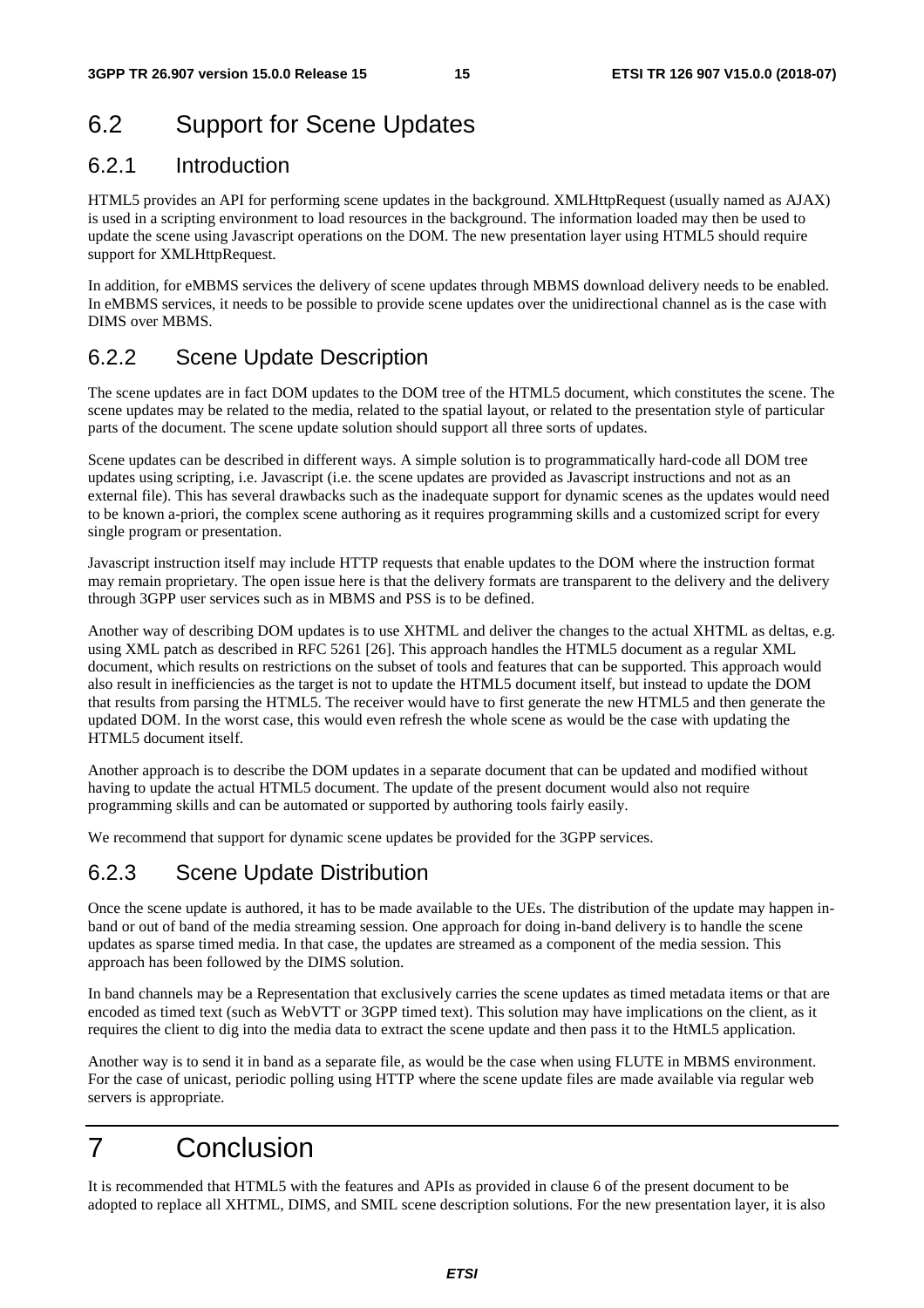## 6.2 Support for Scene Updates

### 6.2.1 Introduction

HTML5 provides an API for performing scene updates in the background. XMLHttpRequest (usually named as AJAX) is used in a scripting environment to load resources in the background. The information loaded may then be used to update the scene using Javascript operations on the DOM. The new presentation layer using HTML5 should require support for XMLHttpRequest.

In addition, for eMBMS services the delivery of scene updates through MBMS download delivery needs to be enabled. In eMBMS services, it needs to be possible to provide scene updates over the unidirectional channel as is the case with DIMS over MBMS.

### 6.2.2 Scene Update Description

The scene updates are in fact DOM updates to the DOM tree of the HTML5 document, which constitutes the scene. The scene updates may be related to the media, related to the spatial layout, or related to the presentation style of particular parts of the document. The scene update solution should support all three sorts of updates.

Scene updates can be described in different ways. A simple solution is to programmatically hard-code all DOM tree updates using scripting, i.e. Javascript (i.e. the scene updates are provided as Javascript instructions and not as an external file). This has several drawbacks such as the inadequate support for dynamic scenes as the updates would need to be known a-priori, the complex scene authoring as it requires programming skills and a customized script for every single program or presentation.

Javascript instruction itself may include HTTP requests that enable updates to the DOM where the instruction format may remain proprietary. The open issue here is that the delivery formats are transparent to the delivery and the delivery through 3GPP user services such as in MBMS and PSS is to be defined.

Another way of describing DOM updates is to use XHTML and deliver the changes to the actual XHTML as deltas, e.g. using XML patch as described in RFC 5261 [26]. This approach handles the HTML5 document as a regular XML document, which results on restrictions on the subset of tools and features that can be supported. This approach would also result in inefficiencies as the target is not to update the HTML5 document itself, but instead to update the DOM that results from parsing the HTML5. The receiver would have to first generate the new HTML5 and then generate the updated DOM. In the worst case, this would even refresh the whole scene as would be the case with updating the HTML5 document itself.

Another approach is to describe the DOM updates in a separate document that can be updated and modified without having to update the actual HTML5 document. The update of the present document would also not require programming skills and can be automated or supported by authoring tools fairly easily.

We recommend that support for dynamic scene updates be provided for the 3GPP services.

### 6.2.3 Scene Update Distribution

Once the scene update is authored, it has to be made available to the UEs. The distribution of the update may happen in-band or out of band of the media streaming session. One approach for doing in-band delivery is to handle the scene updates as sparse timed media. In that case, the updates are streamed as a component of the media session. This approach has been followed by the DIMS solution.

In band channels may be a Representation that exclusively carries the scene updates as timed metadata items or that are encoded as timed text (such as WebVTT or 3GPP timed text). This solution may have implications on the client, as it requires the client to dig into the media data to extract the scene update and then pass it to the HtML5 application.

Another way is to send it in band as a separate file, as would be the case when using FLUTE in MBMS environment. For the case of unicast, periodic polling using HTTP where the scene update files are made available via regular web servers is appropriate.

# 7 Conclusion

It is recommended that HTML5 with the features and APIs as provided in clause 6 of the present document to be adopted to replace all XHTML, DIMS, and SMIL scene description solutions. For the new presentation layer, it is also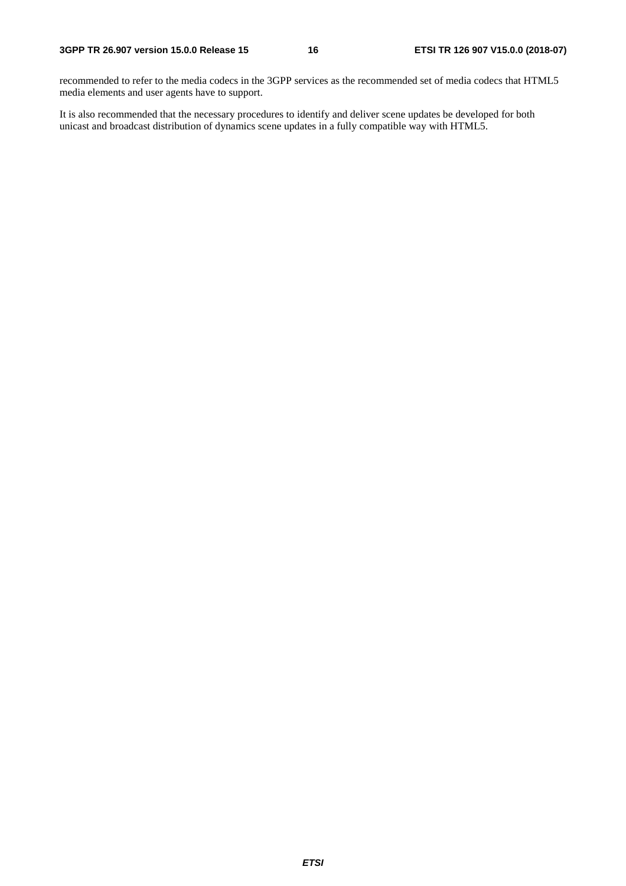recommended to refer to the media codecs in the 3GPP services as the recommended set of media codecs that HTML5 media elements and user agents have to support.

It is also recommended that the necessary procedures to identify and deliver scene updates be developed for both unicast and broadcast distribution of dynamics scene updates in a fully compatible way with HTML5.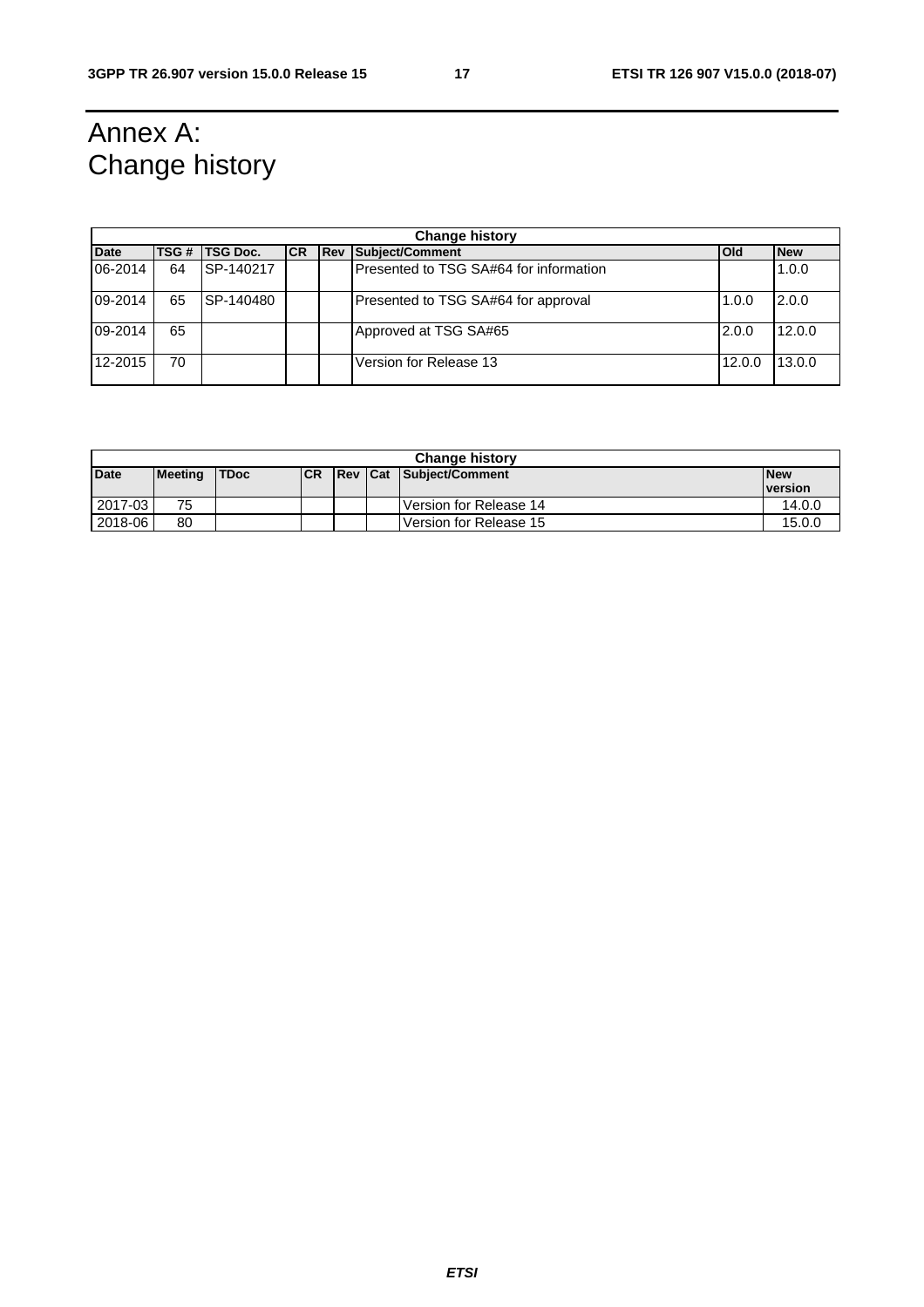# Annex A: Change history

| Change history | | | | | | | |
|---|---|---|---|---|---|---|---|
| **Date** | **TSG #** | **TSG Doc.** | **CR** | **Rev** | **Subject/Comment** | **Old** | **New** |
| 06-2014 | 64 | SP-140217 | | | Presented to TSG SA#64 for information | | 1.0.0 |
| 09-2014 | 65 | SP-140480 | | | Presented to TSG SA#64 for approval | 1.0.0 | 2.0.0 |
| 09-2014 | 65 | | | | Approved at TSG SA#65 | 2.0.0 | 12.0.0 |
| 12-2015 | 70 | | | | Version for Release 13 | 12.0.0 | 13.0.0 |

| Change history | | | | | | | |
|---|---|---|---|---|---|---|---|
| **Date** | **Meeting** | **TDoc** | **CR** | **Rev** | **Cat** | **Subject/Comment** | **New version** |
| 2017-03 | 75 | | | | | Version for Release 14 | 14.0.0 |
| 2018-06 | 80 | | | | | Version for Release 15 | 15.0.0 |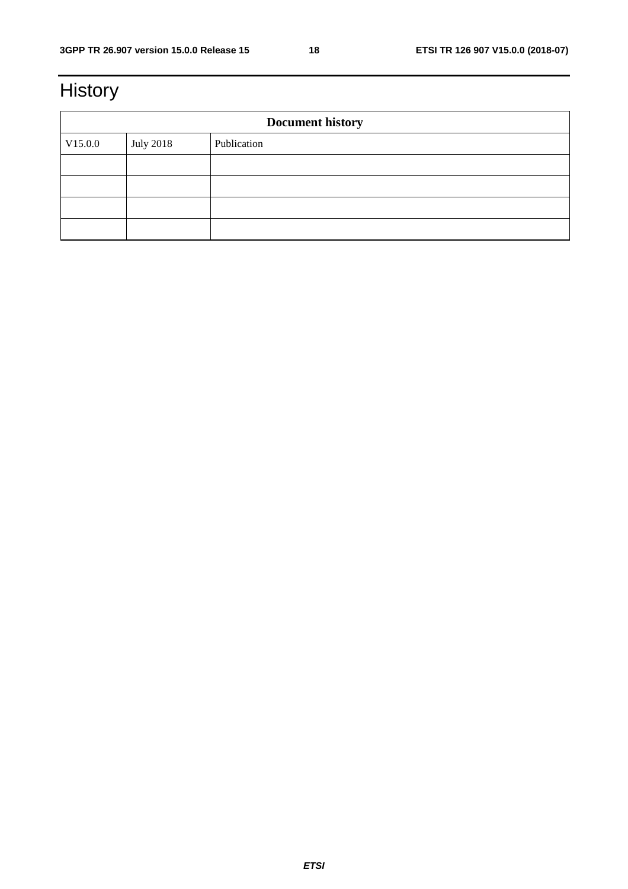# History

| Document history | | |
|---|---|---|
| V15.0.0 | July 2018 | Publication |
| | | |
| | | |
| | | |
| | | |